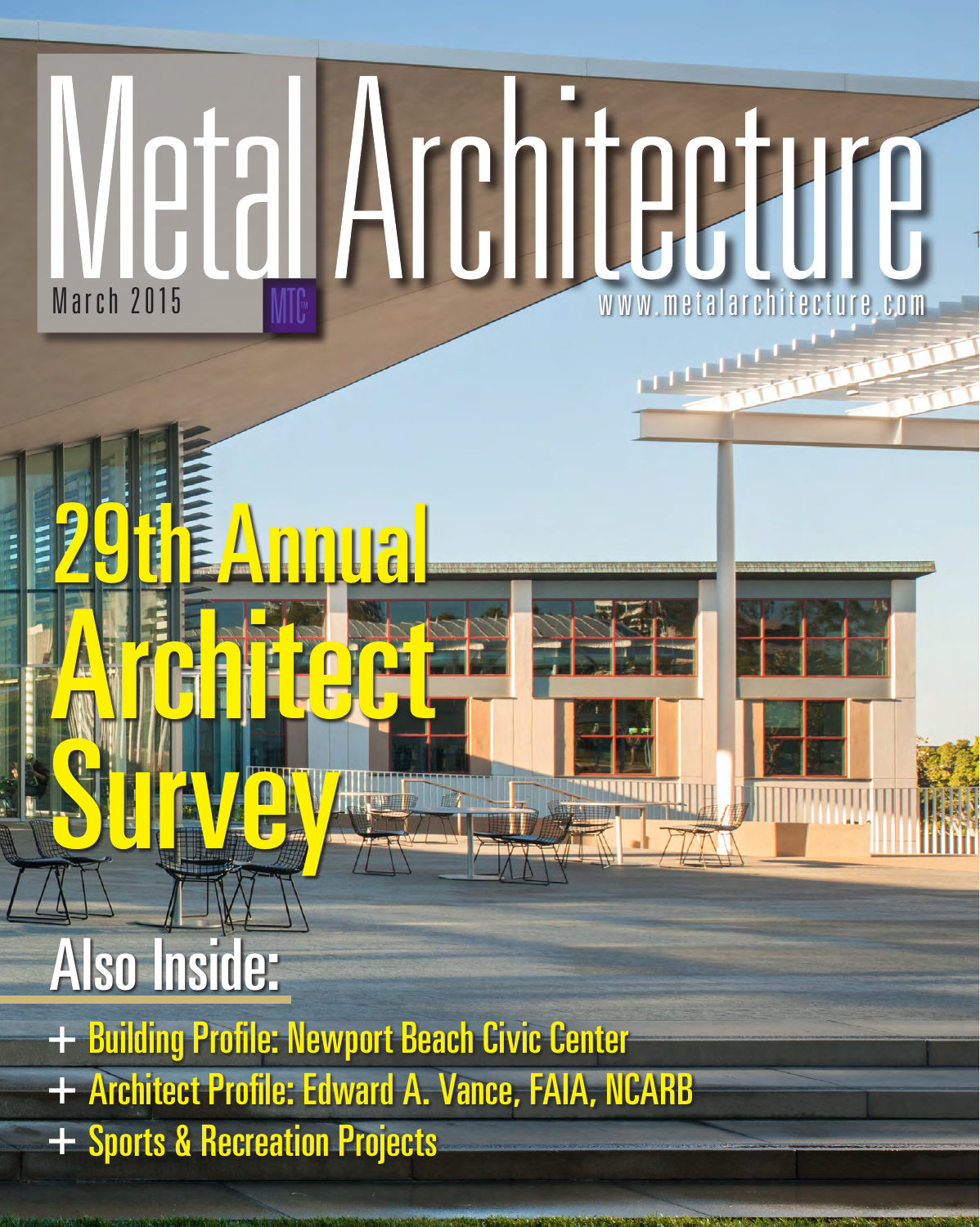# Metal Architecture

March 2015

MTC

www.metalarchitecture.com

## 29th Annual Architect Survey

## Also Inside:

- + Building Profile: Newport Beach Civic Center
- + Architect Profile: Edward A. Vance, FAIA, NCARB
- + Sports & Recreation Projects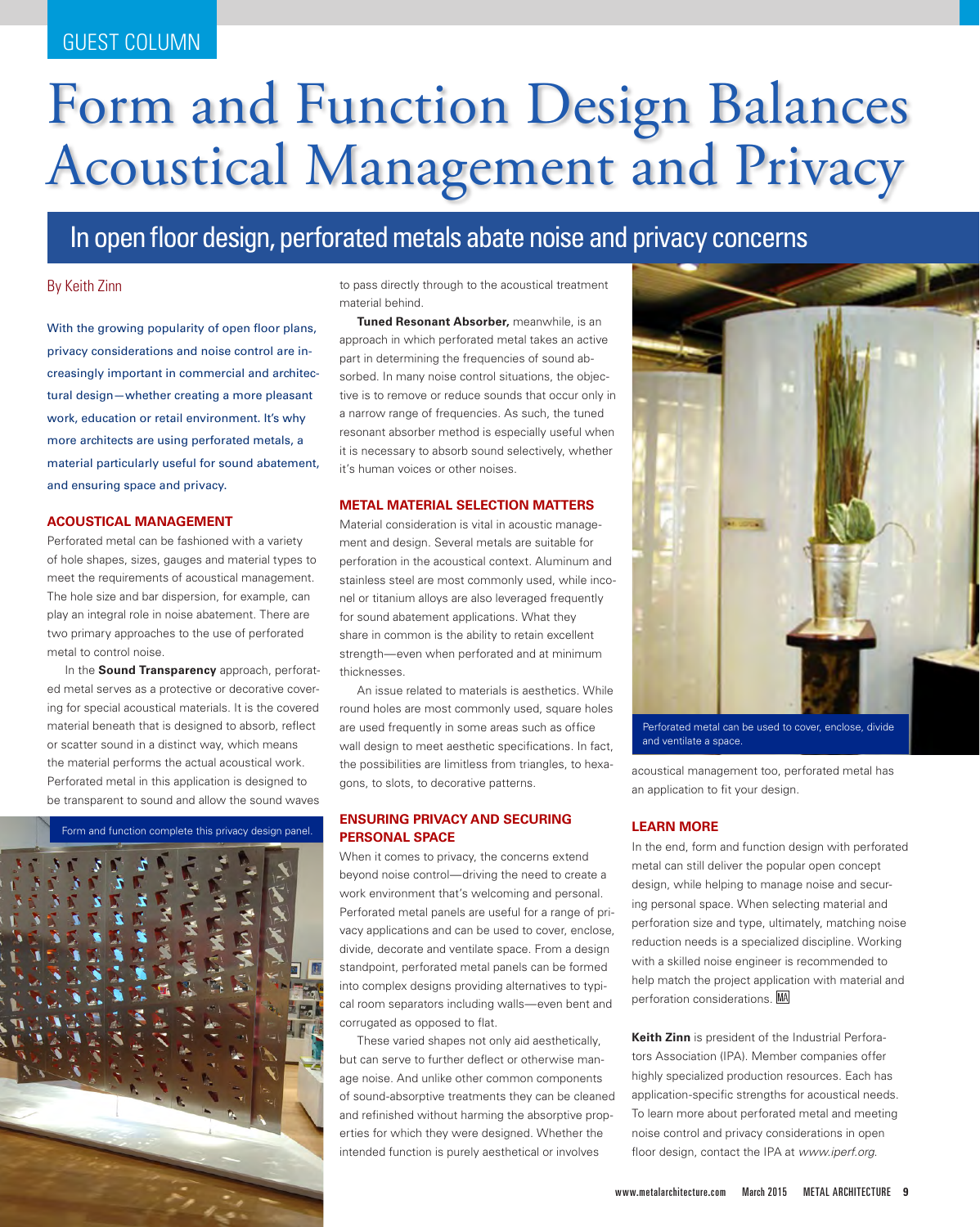GUEST COLUMN

# Form and Function Design Balances Acoustical Management and Privacy

## In open floor design, perforated metals abate noise and privacy concerns

By Keith Zinn

With the growing popularity of open floor plans, privacy considerations and noise control are increasingly important in commercial and architectural design—whether creating a more pleasant work, education or retail environment. It's why more architects are using perforated metals, a material particularly useful for sound abatement, and ensuring space and privacy.

### ACOUSTICAL MANAGEMENT

Perforated metal can be fashioned with a variety of hole shapes, sizes, gauges and material types to meet the requirements of acoustical management. The hole size and bar dispersion, for example, can play an integral role in noise abatement. There are two primary approaches to the use of perforated metal to control noise.

In the **Sound Transparency** approach, perforated metal serves as a protective or decorative covering for special acoustical materials. It is the covered material beneath that is designed to absorb, reflect or scatter sound in a distinct way, which means the material performs the actual acoustical work. Perforated metal in this application is designed to be transparent to sound and allow the sound waves to pass directly through to the acoustical treatment material behind.

Form and function complete this privacy design panel.

**Tuned Resonant Absorber,** meanwhile, is an approach in which perforated metal takes an active part in determining the frequencies of sound absorbed. In many noise control situations, the objective is to remove or reduce sounds that occur only in a narrow range of frequencies. As such, the tuned resonant absorber method is especially useful when it is necessary to absorb sound selectively, whether it's human voices or other noises.

### METAL MATERIAL SELECTION MATTERS

Material consideration is vital in acoustic management and design. Several metals are suitable for perforation in the acoustical context. Aluminum and stainless steel are most commonly used, while inconel or titanium alloys are also leveraged frequently for sound abatement applications. What they share in common is the ability to retain excellent strength—even when perforated and at minimum thicknesses.

An issue related to materials is aesthetics. While round holes are most commonly used, square holes are used frequently in some areas such as office wall design to meet aesthetic specifications. In fact, the possibilities are limitless from triangles, to hexagons, to slots, to decorative patterns.

### ENSURING PRIVACY AND SECURING PERSONAL SPACE

When it comes to privacy, the concerns extend beyond noise control—driving the need to create a work environment that's welcoming and personal. Perforated metal panels are useful for a range of privacy applications and can be used to cover, enclose, divide, decorate and ventilate space. From a design standpoint, perforated metal panels can be formed into complex designs providing alternatives to typical room separators including walls—even bent and corrugated as opposed to flat.

These varied shapes not only aid aesthetically, but can serve to further deflect or otherwise manage noise. And unlike other common components of sound-absorptive treatments they can be cleaned and refinished without harming the absorptive properties for which they were designed. Whether the intended function is purely aesthetical or involves acoustical management too, perforated metal has an application to fit your design.

Perforated metal can be used to cover, enclose, divide and ventilate a space.

### LEARN MORE

In the end, form and function design with perforated metal can still deliver the popular open concept design, while helping to manage noise and securing personal space. When selecting material and perforation size and type, ultimately, matching noise reduction needs is a specialized discipline. Working with a skilled noise engineer is recommended to help match the project application with material and perforation considerations. MA

**Keith Zinn** is president of the Industrial Perforators Association (IPA). Member companies offer highly specialized production resources. Each has application-specific strengths for acoustical needs. To learn more about perforated metal and meeting noise control and privacy considerations in open floor design, contact the IPA at *www.iperf.org*.